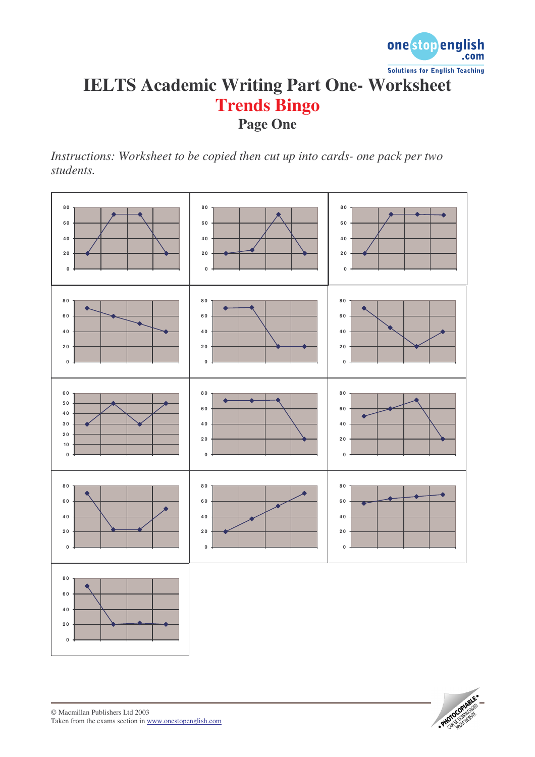# IELTS Academic Writing Part One- Worksheet

## Trends Bingo

### Page One

*Instructions: Worksheet to be copied then cut up into cards- one pack per two students.*

© Macmillan Publishers Ltd 2003
Taken from the exams section in www.onestopenglish.com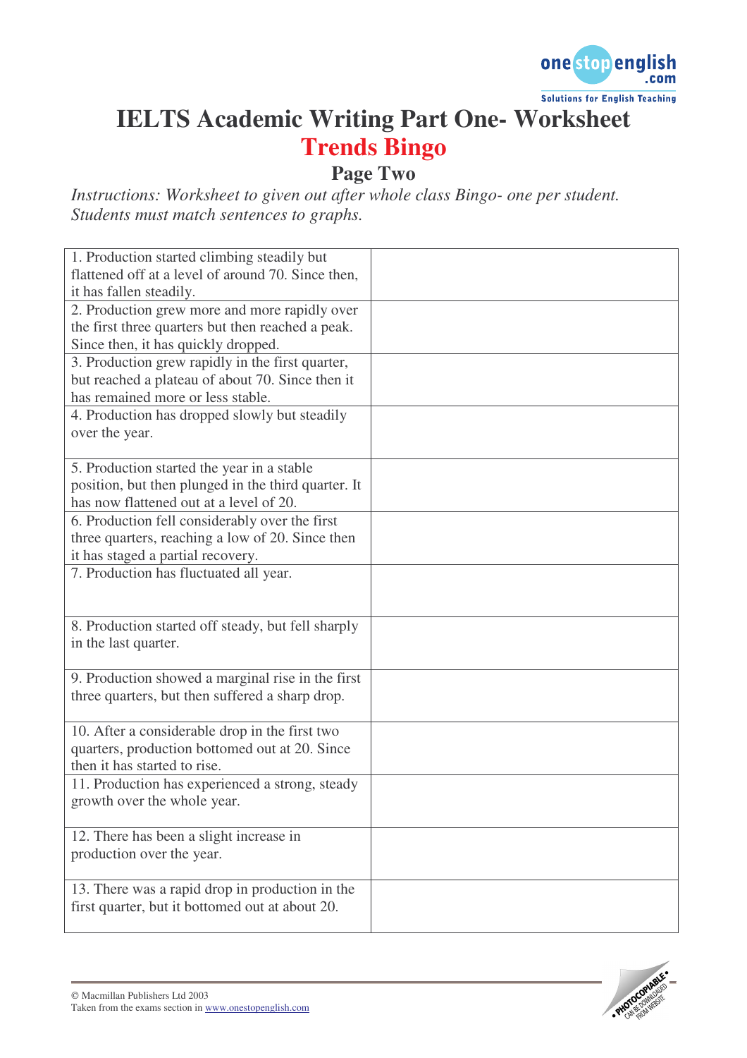# IELTS Academic Writing Part One- Worksheet

## Trends Bingo

### Page Two

*Instructions: Worksheet to given out after whole class Bingo- one per student. Students must match sentences to graphs.*

| | |
|---|---|
| 1. Production started climbing steadily but flattened off at a level of around 70. Since then, it has fallen steadily. | |
| 2. Production grew more and more rapidly over the first three quarters but then reached a peak. Since then, it has quickly dropped. | |
| 3. Production grew rapidly in the first quarter, but reached a plateau of about 70. Since then it has remained more or less stable. | |
| 4. Production has dropped slowly but steadily over the year. | |
| 5. Production started the year in a stable position, but then plunged in the third quarter. It has now flattened out at a level of 20. | |
| 6. Production fell considerably over the first three quarters, reaching a low of 20. Since then it has staged a partial recovery. | |
| 7. Production has fluctuated all year. | |
| 8. Production started off steady, but fell sharply in the last quarter. | |
| 9. Production showed a marginal rise in the first three quarters, but then suffered a sharp drop. | |
| 10. After a considerable drop in the first two quarters, production bottomed out at 20. Since then it has started to rise. | |
| 11. Production has experienced a strong, steady growth over the whole year. | |
| 12. There has been a slight increase in production over the year. | |
| 13. There was a rapid drop in production in the first quarter, but it bottomed out at about 20. | |

© Macmillan Publishers Ltd 2003
Taken from the exams section in www.onestopenglish.com